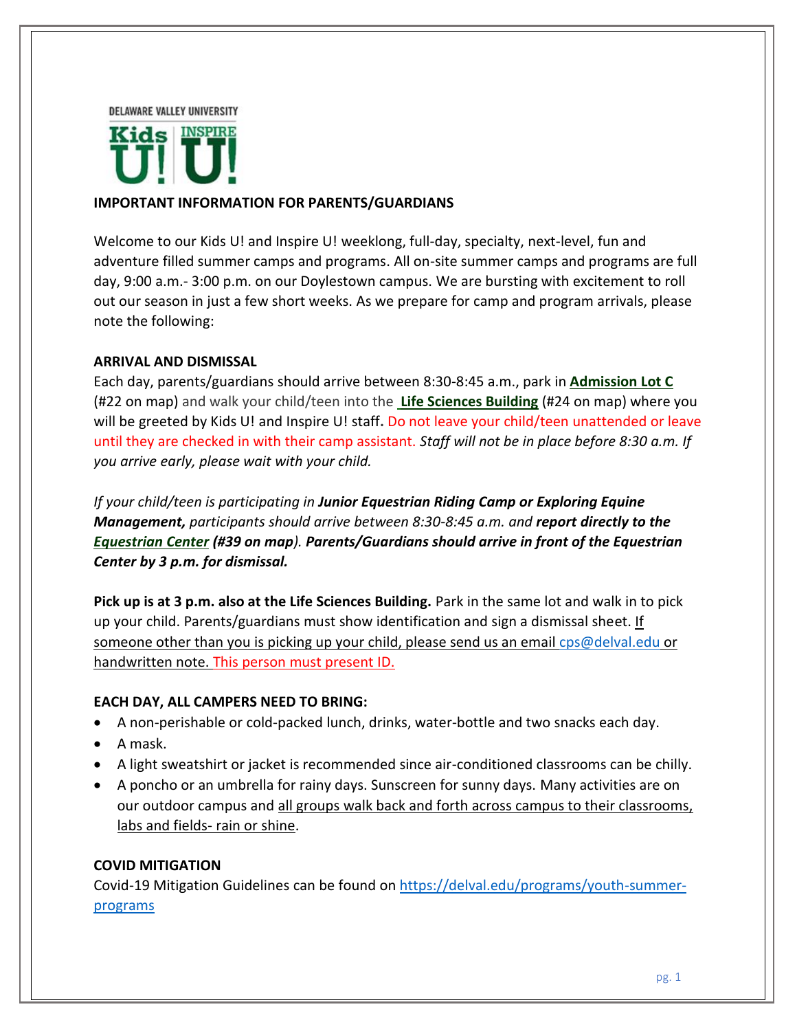DELAWARE VALLEY UNIVERSITY

Kids U! | INSPIRE U!

**IMPORTANT INFORMATION FOR PARENTS/GUARDIANS**

Welcome to our Kids U! and Inspire U! weeklong, full-day, specialty, next-level, fun and adventure filled summer camps and programs. All on-site summer camps and programs are full day, 9:00 a.m.- 3:00 p.m. on our Doylestown campus. We are bursting with excitement to roll out our season in just a few short weeks. As we prepare for camp and program arrivals, please note the following:

**ARRIVAL AND DISMISSAL**

Each day, parents/guardians should arrive between 8:30-8:45 a.m., park in **Admission Lot C** (#22 on map) and walk your child/teen into the **Life Sciences Building** (#24 on map) where you will be greeted by Kids U! and Inspire U! staff. Do not leave your child/teen unattended or leave until they are checked in with their camp assistant. *Staff will not be in place before 8:30 a.m. If you arrive early, please wait with your child.*

*If your child/teen is participating in **Junior Equestrian Riding Camp or Exploring Equine Management,** participants should arrive between 8:30-8:45 a.m. and **report directly to the Equestrian Center (#39 on map)**. **Parents/Guardians should arrive in front of the Equestrian Center by 3 p.m. for dismissal.***

**Pick up is at 3 p.m. also at the Life Sciences Building.** Park in the same lot and walk in to pick up your child. Parents/guardians must show identification and sign a dismissal sheet. If someone other than you is picking up your child, please send us an email cps@delval.edu or handwritten note. This person must present ID.

**EACH DAY, ALL CAMPERS NEED TO BRING:**

- A non-perishable or cold-packed lunch, drinks, water-bottle and two snacks each day.
- A mask.
- A light sweatshirt or jacket is recommended since air-conditioned classrooms can be chilly.
- A poncho or an umbrella for rainy days. Sunscreen for sunny days. Many activities are on our outdoor campus and all groups walk back and forth across campus to their classrooms, labs and fields- rain or shine.

**COVID MITIGATION**

Covid-19 Mitigation Guidelines can be found on https://delval.edu/programs/youth-summer-programs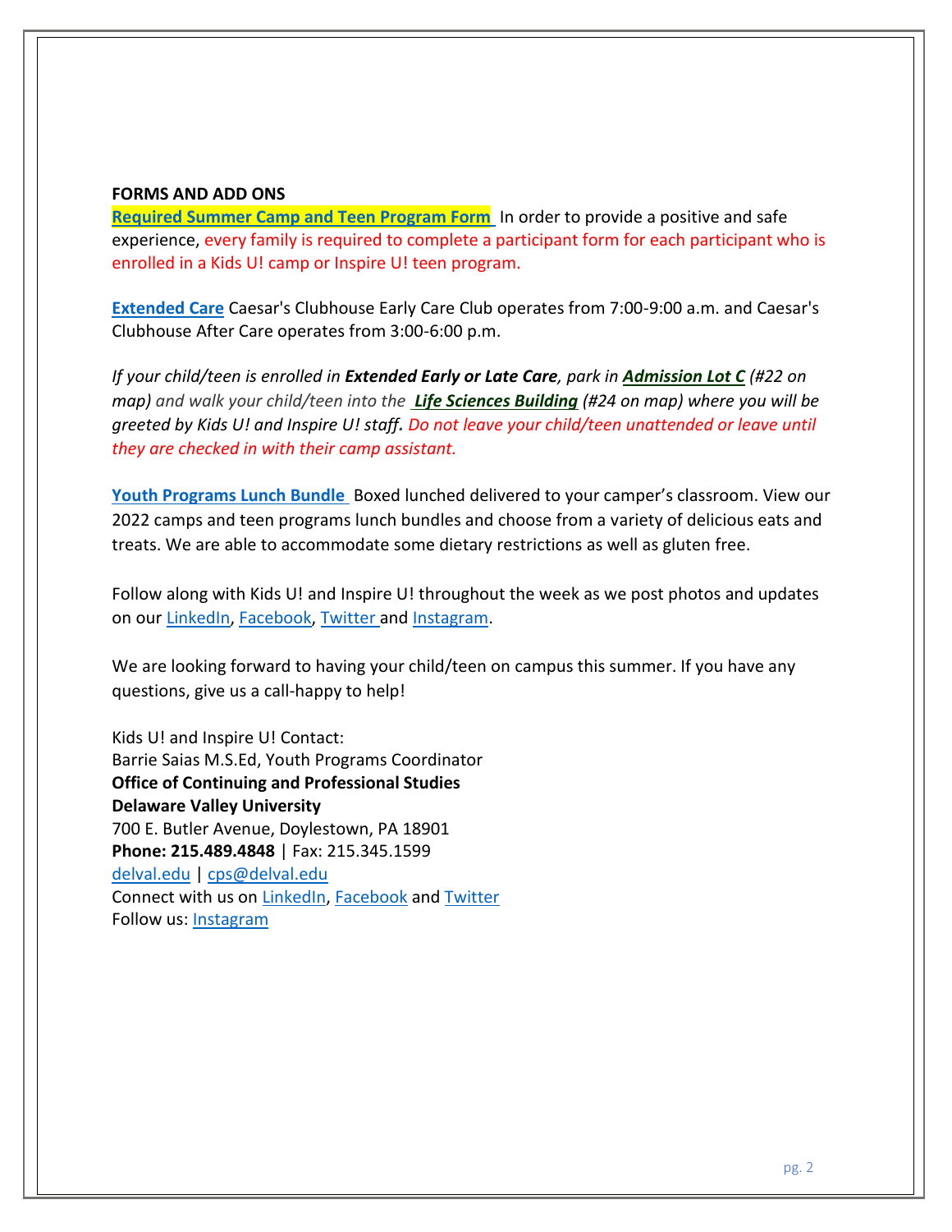**FORMS AND ADD ONS**

**Required Summer Camp and Teen Program Form** In order to provide a positive and safe experience, every family is required to complete a participant form for each participant who is enrolled in a Kids U! camp or Inspire U! teen program.

**Extended Care** Caesar's Clubhouse Early Care Club operates from 7:00-9:00 a.m. and Caesar's Clubhouse After Care operates from 3:00-6:00 p.m.

*If your child/teen is enrolled in **Extended Early or Late Care**, park in **Admission Lot C** (#22 on map) and walk your child/teen into the **Life Sciences Building** (#24 on map) where you will be greeted by Kids U! and Inspire U! staff. Do not leave your child/teen unattended or leave until they are checked in with their camp assistant.*

**Youth Programs Lunch Bundle** Boxed lunched delivered to your camper's classroom. View our 2022 camps and teen programs lunch bundles and choose from a variety of delicious eats and treats. We are able to accommodate some dietary restrictions as well as gluten free.

Follow along with Kids U! and Inspire U! throughout the week as we post photos and updates on our LinkedIn, Facebook, Twitter and Instagram.

We are looking forward to having your child/teen on campus this summer. If you have any questions, give us a call-happy to help!

Kids U! and Inspire U! Contact:
Barrie Saias M.S.Ed, Youth Programs Coordinator
**Office of Continuing and Professional Studies**
**Delaware Valley University**
700 E. Butler Avenue, Doylestown, PA 18901
**Phone: 215.489.4848** | Fax: 215.345.1599
delval.edu | cps@delval.edu
Connect with us on LinkedIn, Facebook and Twitter
Follow us: Instagram